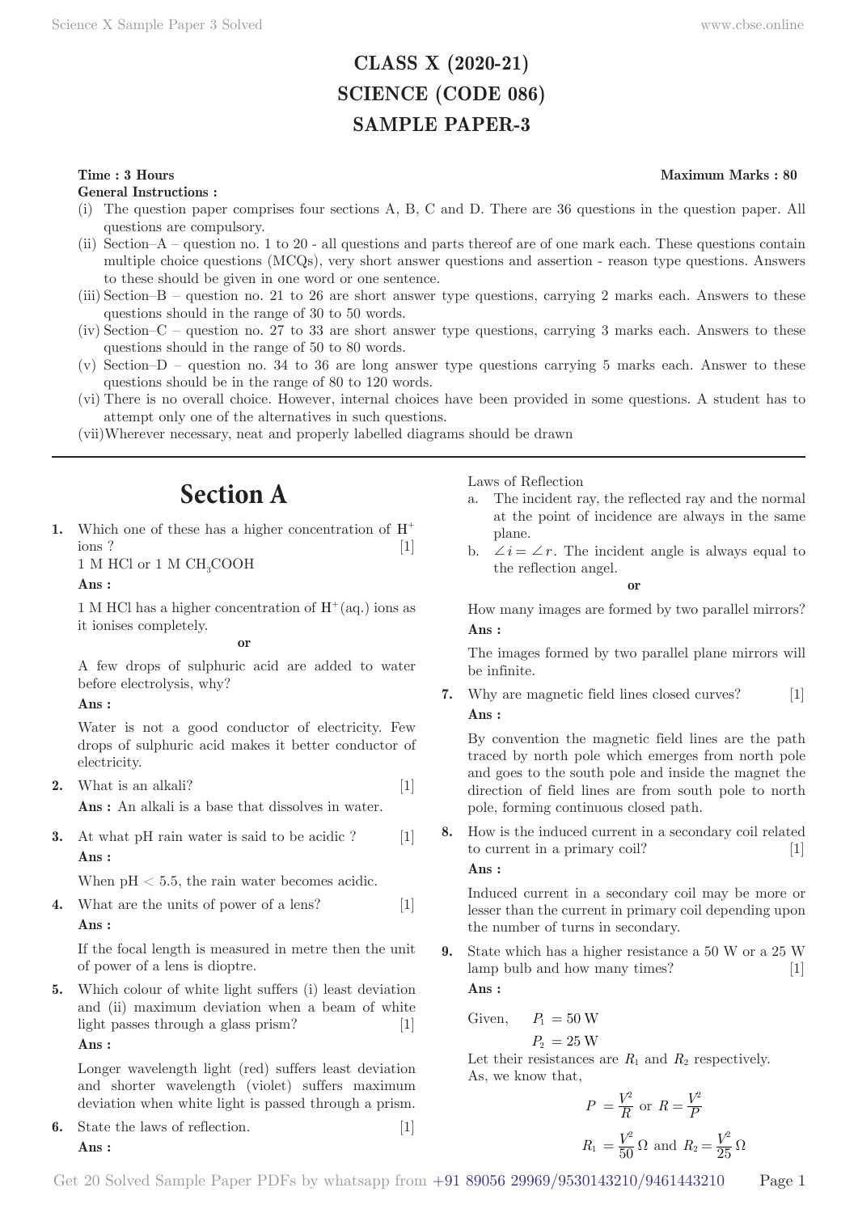# CLASS X (2020-21)
# SCIENCE (CODE 086)
# SAMPLE PAPER-3

**Time : 3 Hours** **Maximum Marks : 80**

**General Instructions :**

(i) The question paper comprises four sections A, B, C and D. There are 36 questions in the question paper. All questions are compulsory.

(ii) Section–A – question no. 1 to 20 - all questions and parts thereof are of one mark each. These questions contain multiple choice questions (MCQs), very short answer questions and assertion - reason type questions. Answers to these should be given in one word or one sentence.

(iii) Section–B – question no. 21 to 26 are short answer type questions, carrying 2 marks each. Answers to these questions should in the range of 30 to 50 words.

(iv) Section–C – question no. 27 to 33 are short answer type questions, carrying 3 marks each. Answers to these questions should in the range of 50 to 80 words.

(v) Section–D – question no. 34 to 36 are long answer type questions carrying 5 marks each. Answer to these questions should be in the range of 80 to 120 words.

(vi) There is no overall choice. However, internal choices have been provided in some questions. A student has to attempt only one of the alternatives in such questions.

(vii) Wherever necessary, neat and properly labelled diagrams should be drawn

---

## Section A

**1.** Which one of these has a higher concentration of $H^+$ ions ? [1]

1 M HCl or 1 M $CH_3COOH$

**Ans :**

1 M HCl has a higher concentration of $H^+$(aq.) ions as it ionises completely.

**or**

A few drops of sulphuric acid are added to water before electrolysis, why?

**Ans :**

Water is not a good conductor of electricity. Few drops of sulphuric acid makes it better conductor of electricity.

**2.** What is an alkali? [1]

**Ans :** An alkali is a base that dissolves in water.

**3.** At what pH rain water is said to be acidic ? [1]

**Ans :**

When pH < 5.5, the rain water becomes acidic.

**4.** What are the units of power of a lens? [1]

**Ans :**

If the focal length is measured in metre then the unit of power of a lens is dioptre.

**5.** Which colour of white light suffers (i) least deviation and (ii) maximum deviation when a beam of white light passes through a glass prism? [1]

**Ans :**

Longer wavelength light (red) suffers least deviation and shorter wavelength (violet) suffers maximum deviation when white light is passed through a prism.

**6.** State the laws of reflection. [1]

**Ans :**

Laws of Reflection

a. The incident ray, the reflected ray and the normal at the point of incidence are always in the same plane.

b. $\angle i = \angle r$. The incident angle is always equal to the reflection angel.

**or**

How many images are formed by two parallel mirrors?

**Ans :**

The images formed by two parallel plane mirrors will be infinite.

**7.** Why are magnetic field lines closed curves? [1]

**Ans :**

By convention the magnetic field lines are the path traced by north pole which emerges from north pole and goes to the south pole and inside the magnet the direction of field lines are from south pole to north pole, forming continuous closed path.

**8.** How is the induced current in a secondary coil related to current in a primary coil? [1]

**Ans :**

Induced current in a secondary coil may be more or lesser than the current in primary coil depending upon the number of turns in secondary.

**9.** State which has a higher resistance a 50 W or a 25 W lamp bulb and how many times? [1]

**Ans :**

Given, $P_1 = 50\text{ W}$

$P_2 = 25\text{ W}$

Let their resistances are $R_1$ and $R_2$ respectively.

As, we know that,

$$P = \frac{V^2}{R} \text{ or } R = \frac{V^2}{P}$$

$$R_1 = \frac{V^2}{50}\,\Omega \text{ and } R_2 = \frac{V^2}{25}\,\Omega$$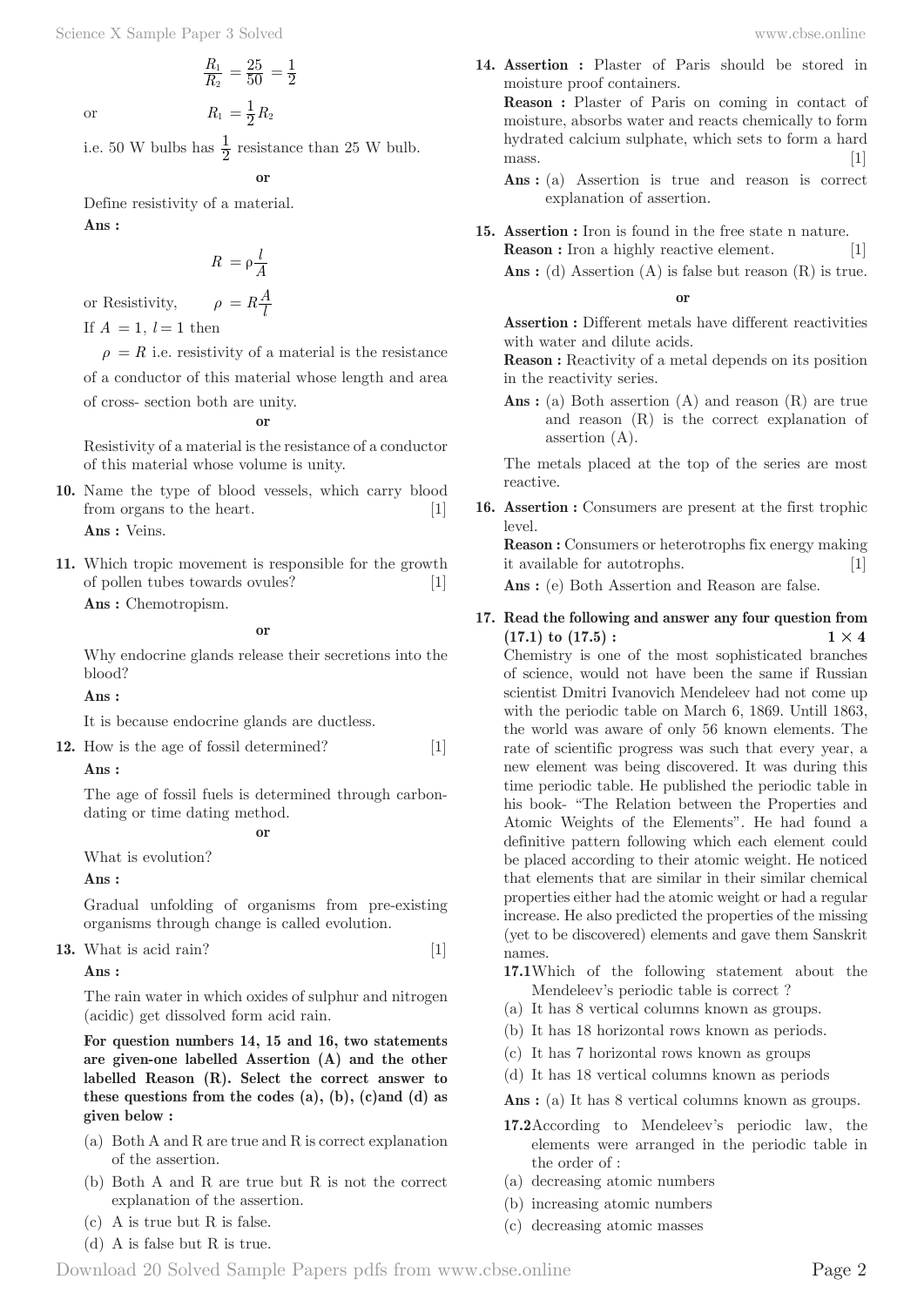$$\frac{R_1}{R_2} = \frac{25}{50} = \frac{1}{2}$$

or $$R_1 = \frac{1}{2} R_2$$

i.e. 50 W bulbs has $\frac{1}{2}$ resistance than 25 W bulb.

**or**

Define resistivity of a material.

**Ans :**

$$R = \rho \frac{l}{A}$$

or Resistivity, $$\rho = R\frac{A}{l}$$

If $A = 1$, $l = 1$ then

$\rho = R$ i.e. resistivity of a material is the resistance of a conductor of this material whose length and area of cross- section both are unity.

**or**

Resistivity of a material is the resistance of a conductor of this material whose volume is unity.

**10.** Name the type of blood vessels, which carry blood from organs to the heart. [1]

**Ans :** Veins.

**11.** Which tropic movement is responsible for the growth of pollen tubes towards ovules? [1]

**Ans :** Chemotropism.

**or**

Why endocrine glands release their secretions into the blood?

**Ans :**

It is because endocrine glands are ductless.

**12.** How is the age of fossil determined? [1]

**Ans :**

The age of fossil fuels is determined through carbon-dating or time dating method.

**or**

What is evolution?

**Ans :**

Gradual unfolding of organisms from pre-existing organisms through change is called evolution.

**13.** What is acid rain? [1]

**Ans :**

The rain water in which oxides of sulphur and nitrogen (acidic) get dissolved form acid rain.

**For question numbers 14, 15 and 16, two statements are given-one labelled Assertion (A) and the other labelled Reason (R). Select the correct answer to these questions from the codes (a), (b), (c)and (d) as given below :**

(a) Both A and R are true and R is correct explanation of the assertion.

(b) Both A and R are true but R is not the correct explanation of the assertion.

(c) A is true but R is false.

(d) A is false but R is true.

**14. Assertion :** Plaster of Paris should be stored in moisture proof containers.

**Reason :** Plaster of Paris on coming in contact of moisture, absorbs water and reacts chemically to form hydrated calcium sulphate, which sets to form a hard mass. [1]

**Ans :** (a) Assertion is true and reason is correct explanation of assertion.

**15. Assertion :** Iron is found in the free state n nature.

**Reason :** Iron a highly reactive element. [1]

**Ans :** (d) Assertion (A) is false but reason (R) is true.

**or**

**Assertion :** Different metals have different reactivities with water and dilute acids.

**Reason :** Reactivity of a metal depends on its position in the reactivity series.

**Ans :** (a) Both assertion (A) and reason (R) are true and reason (R) is the correct explanation of assertion (A).

The metals placed at the top of the series are most reactive.

**16. Assertion :** Consumers are present at the first trophic level.

**Reason :** Consumers or heterotrophs fix energy making it available for autotrophs. [1]

**Ans :** (e) Both Assertion and Reason are false.

**17. Read the following and answer any four question from (17.1) to (17.5) :** $1 \times 4$

Chemistry is one of the most sophisticated branches of science, would not have been the same if Russian scientist Dmitri Ivanovich Mendeleev had not come up with the periodic table on March 6, 1869. Untill 1863, the world was aware of only 56 known elements. The rate of scientific progress was such that every year, a new element was being discovered. It was during this time periodic table. He published the periodic table in his book- "The Relation between the Properties and Atomic Weights of the Elements". He had found a definitive pattern following which each element could be placed according to their atomic weight. He noticed that elements that are similar in their similar chemical properties either had the atomic weight or had a regular increase. He also predicted the properties of the missing (yet to be discovered) elements and gave them Sanskrit names.

**17.1** Which of the following statement about the Mendeleev's periodic table is correct ?

(a) It has 8 vertical columns known as groups.

(b) It has 18 horizontal rows known as periods.

(c) It has 7 horizontal rows known as groups

(d) It has 18 vertical columns known as periods

**Ans :** (a) It has 8 vertical columns known as groups.

**17.2** According to Mendeleev's periodic law, the elements were arranged in the periodic table in the order of :

(a) decreasing atomic numbers

(b) increasing atomic numbers

(c) decreasing atomic masses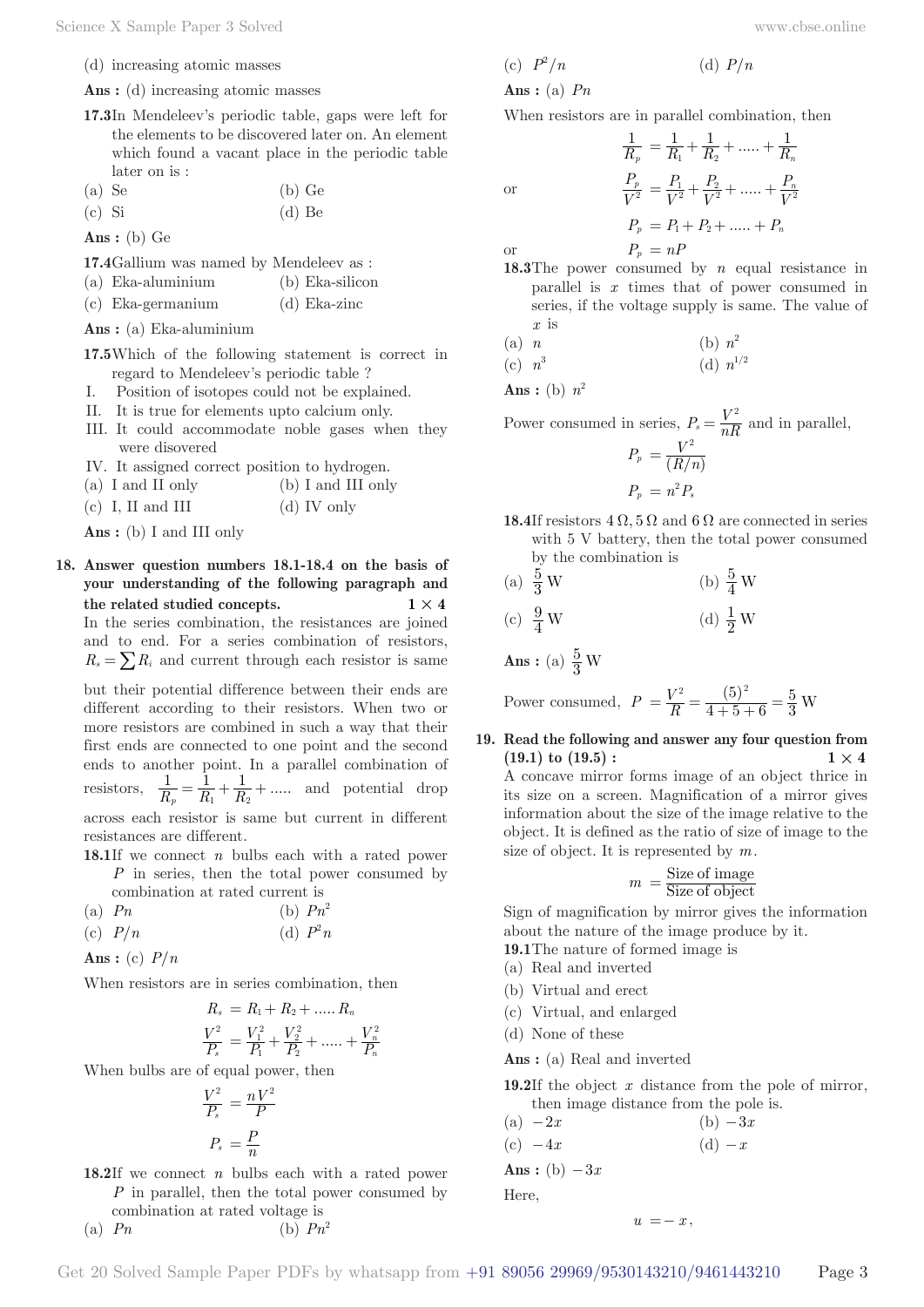(d) increasing atomic masses

**Ans :** (d) increasing atomic masses

**17.3** In Mendeleev's periodic table, gaps were left for the elements to be discovered later on. An element which found a vacant place in the periodic table later on is :

(a) Se (b) Ge

(c) Si (d) Be

**Ans :** (b) Ge

**17.4** Gallium was named by Mendeleev as :

(a) Eka-aluminium (b) Eka-silicon

(c) Eka-germanium (d) Eka-zinc

**Ans :** (a) Eka-aluminium

**17.5** Which of the following statement is correct in regard to Mendeleev's periodic table ?

I. Position of isotopes could not be explained.

II. It is true for elements upto calcium only.

III. It could accommodate noble gases when they were discovered

IV. It assigned correct position to hydrogen.

(a) I and II only (b) I and III only

(c) I, II and III (d) IV only

**Ans :** (b) I and III only

**18. Answer question numbers 18.1-18.4 on the basis of your understanding of the following paragraph and the related studied concepts.** **1 × 4**

In the series combination, the resistances are joined end to end. For a series combination of resistors, $R_s = \sum R_i$ and current through each resistor is same but their potential difference between their ends are different according to their resistors. When two or more resistors are combined in such a way that their first ends are connected to one point and the second ends to another point. In a parallel combination of resistors, $\frac{1}{R_p} = \frac{1}{R_1} + \frac{1}{R_2} + .....$ and potential drop across each resistor is same but current in different resistances are different.

**18.1** If we connect $n$ bulbs each with a rated power $P$ in series, then the total power consumed by combination at rated current is

(a) $Pn$ (b) $Pn^2$

(c) $P/n$ (d) $P^2n$

**Ans :** (c) $P/n$

When resistors are in series combination, then

$$R_s = R_1 + R_2 + ..... R_n$$

$$\frac{V^2}{P_s} = \frac{V_1^2}{P_1} + \frac{V_2^2}{P_2} + ..... + \frac{V_n^2}{P_n}$$

When bulbs are of equal power, then

$$\frac{V^2}{P_s} = \frac{nV^2}{P}$$

$$P_s = \frac{P}{n}$$

**18.2** If we connect $n$ bulbs each with a rated power $P$ in parallel, then the total power consumed by combination at rated voltage is

(a) $Pn$ (b) $Pn^2$

(c) $P^2/n$ (d) $P/n$

**Ans :** (a) $Pn$

When resistors are in parallel combination, then

$$\frac{1}{R_p} = \frac{1}{R_1} + \frac{1}{R_2} + ..... + \frac{1}{R_n}$$

or

$$\frac{P_p}{V^2} = \frac{P_1}{V^2} + \frac{P_2}{V^2} + ..... + \frac{P_n}{V^2}$$

$$P_p = P_1 + P_2 + ..... + P_n$$

or

$$P_p = nP$$

**18.3** The power consumed by $n$ equal resistance in parallel is $x$ times that of power consumed in series, if the voltage supply is same. The value of $x$ is

(a) $n$ (b) $n^2$

(c) $n^3$ (d) $n^{1/2}$

**Ans :** (b) $n^2$

Power consumed in series, $P_s = \frac{V^2}{nR}$ and in parallel,

$$P_p = \frac{V^2}{(R/n)}$$

$$P_p = n^2 P_s$$

**18.4** If resistors $4\,\Omega, 5\,\Omega$ and $6\,\Omega$ are connected in series with 5 V battery, then the total power consumed by the combination is

(a) $\frac{5}{3}$ W (b) $\frac{5}{4}$ W

(c) $\frac{9}{4}$ W (d) $\frac{1}{2}$ W

**Ans :** (a) $\frac{5}{3}$ W

Power consumed, $P = \frac{V^2}{R} = \frac{(5)^2}{4+5+6} = \frac{5}{3}$ W

**19. Read the following and answer any four question from (19.1) to (19.5) :** **1 × 4**

A concave mirror forms image of an object thrice in its size on a screen. Magnification of a mirror gives information about the size of the image relative to the object. It is defined as the ratio of size of image to the size of object. It is represented by $m$.

$$m = \frac{\text{Size of image}}{\text{Size of object}}$$

Sign of magnification by mirror gives the information about the nature of the image produce by it.

**19.1** The nature of formed image is

(a) Real and inverted

(b) Virtual and erect

(c) Virtual, and enlarged

(d) None of these

**Ans :** (a) Real and inverted

**19.2** If the object $x$ distance from the pole of mirror, then image distance from the pole is.

(a) $-2x$ (b) $-3x$

(c) $-4x$ (d) $-x$

**Ans :** (b) $-3x$

Here,

$$u = -x,$$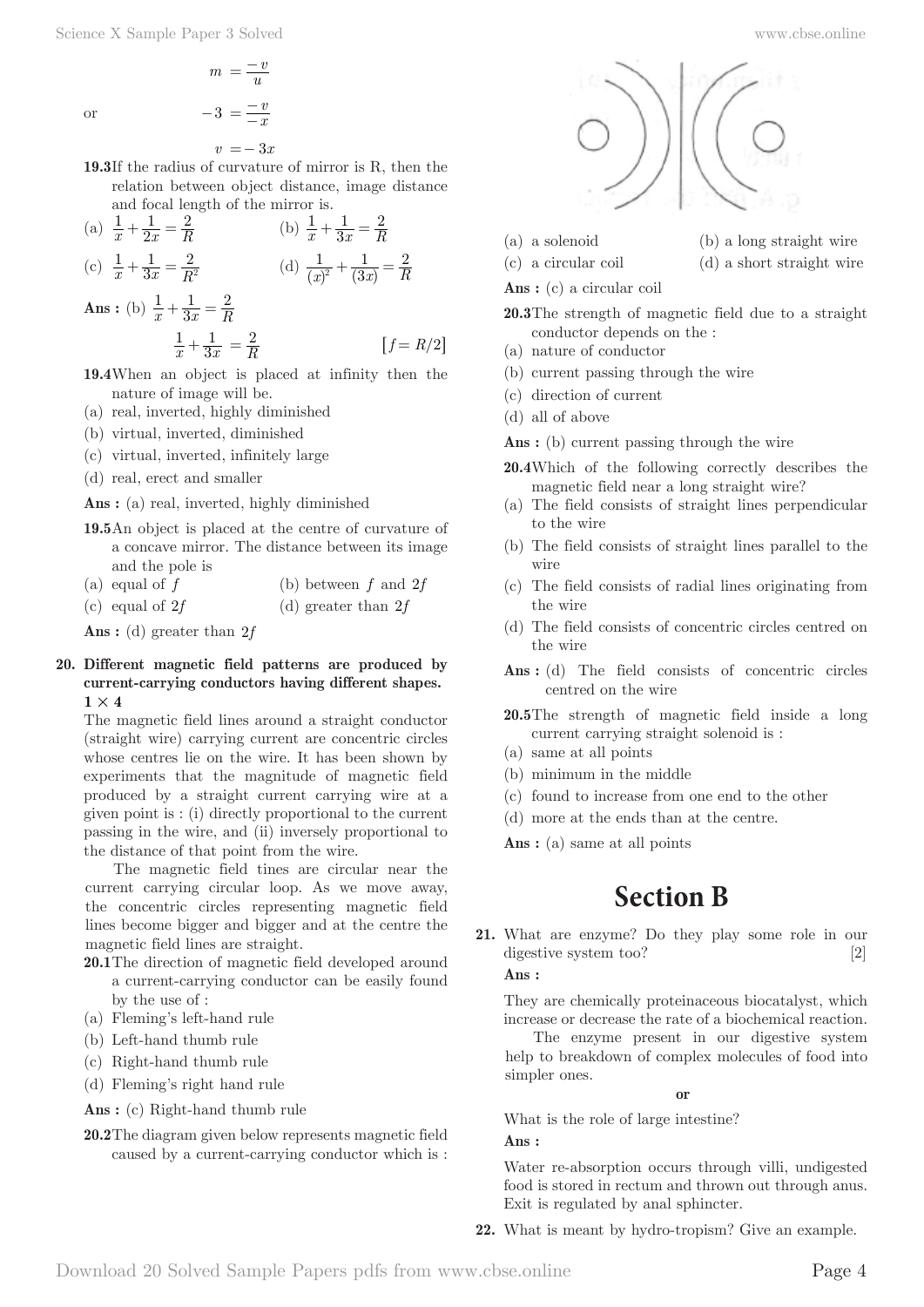$$m = \frac{-v}{u}$$

or
$$-3 = \frac{-v}{-x}$$

$$v = -3x$$

**19.3** If the radius of curvature of mirror is R, then the relation between object distance, image distance and focal length of the mirror is.

(a) $\frac{1}{x} + \frac{1}{2x} = \frac{2}{R}$ (b) $\frac{1}{x} + \frac{1}{3x} = \frac{2}{R}$

(c) $\frac{1}{x} + \frac{1}{3x} = \frac{2}{R^2}$ (d) $\frac{1}{(x)^2} + \frac{1}{(3x)} = \frac{2}{R}$

**Ans :** (b) $\frac{1}{x} + \frac{1}{3x} = \frac{2}{R}$

$$\frac{1}{x} + \frac{1}{3x} = \frac{2}{R} \qquad [f = R/2]$$

**19.4** When an object is placed at infinity then the nature of image will be.

(a) real, inverted, highly diminished
(b) virtual, inverted, diminished
(c) virtual, inverted, infinitely large
(d) real, erect and smaller

**Ans :** (a) real, inverted, highly diminished

**19.5** An object is placed at the centre of curvature of a concave mirror. The distance between its image and the pole is

(a) equal of $f$ (b) between $f$ and $2f$
(c) equal of $2f$ (d) greater than $2f$

**Ans :** (d) greater than $2f$

**20. Different magnetic field patterns are produced by current-carrying conductors having different shapes. 1 × 4**

The magnetic field lines around a straight conductor (straight wire) carrying current are concentric circles whose centres lie on the wire. It has been shown by experiments that the magnitude of magnetic field produced by a straight current carrying wire at a given point is : (i) directly proportional to the current passing in the wire, and (ii) inversely proportional to the distance of that point from the wire.

The magnetic field tines are circular near the current carrying circular loop. As we move away, the concentric circles representing magnetic field lines become bigger and bigger and at the centre the magnetic field lines are straight.

**20.1** The direction of magnetic field developed around a current-carrying conductor can be easily found by the use of :

(a) Fleming's left-hand rule
(b) Left-hand thumb rule
(c) Right-hand thumb rule
(d) Fleming's right hand rule

**Ans :** (c) Right-hand thumb rule

**20.2** The diagram given below represents magnetic field caused by a current-carrying conductor which is :

(a) a solenoid (b) a long straight wire
(c) a circular coil (d) a short straight wire

**Ans :** (c) a circular coil

**20.3** The strength of magnetic field due to a straight conductor depends on the :

(a) nature of conductor
(b) current passing through the wire
(c) direction of current
(d) all of above

**Ans :** (b) current passing through the wire

**20.4** Which of the following correctly describes the magnetic field near a long straight wire?

(a) The field consists of straight lines perpendicular to the wire
(b) The field consists of straight lines parallel to the wire
(c) The field consists of radial lines originating from the wire
(d) The field consists of concentric circles centred on the wire

**Ans :** (d) The field consists of concentric circles centred on the wire

**20.5** The strength of magnetic field inside a long current carrying straight solenoid is :

(a) same at all points
(b) minimum in the middle
(c) found to increase from one end to the other
(d) more at the ends than at the centre.

**Ans :** (a) same at all points

# Section B

**21.** What are enzyme? Do they play some role in our digestive system too? [2]

**Ans :**

They are chemically proteinaceous biocatalyst, which increase or decrease the rate of a biochemical reaction.

The enzyme present in our digestive system help to breakdown of complex molecules of food into simpler ones.

**or**

What is the role of large intestine?

**Ans :**

Water re-absorption occurs through villi, undigested food is stored in rectum and thrown out through anus. Exit is regulated by anal sphincter.

**22.** What is meant by hydro-tropism? Give an example.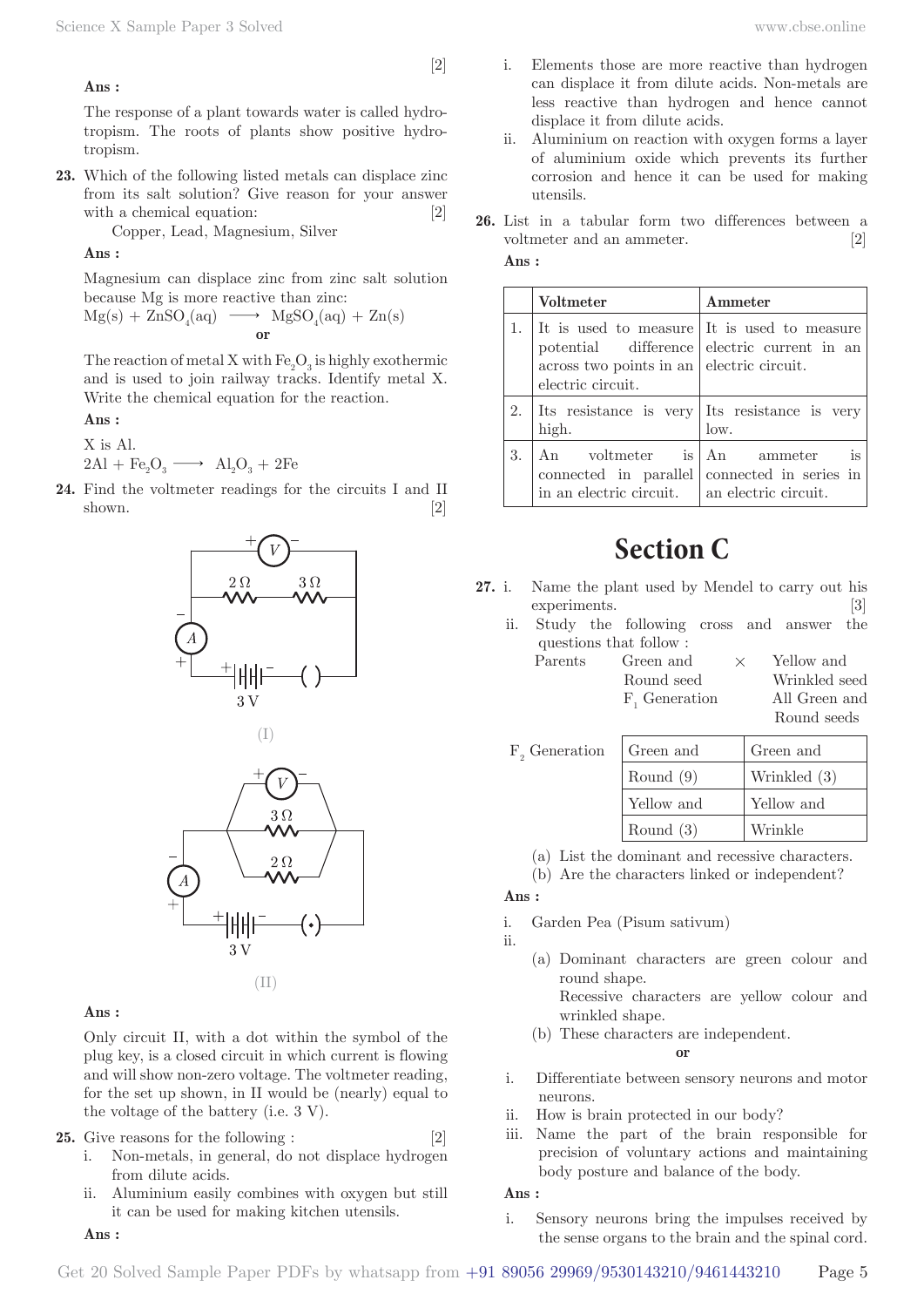[2]

**Ans :**

The response of a plant towards water is called hydrotropism. The roots of plants show positive hydrotropism.

**23.** Which of the following listed metals can displace zinc from its salt solution? Give reason for your answer with a chemical equation: [2]

Copper, Lead, Magnesium, Silver

**Ans :**

Magnesium can displace zinc from zinc salt solution because Mg is more reactive than zinc:

$$Mg(s) + ZnSO_4(aq) \longrightarrow MgSO_4(aq) + Zn(s)$$

**or**

The reaction of metal X with $Fe_2O_3$ is highly exothermic and is used to join railway tracks. Identify metal X. Write the chemical equation for the reaction.

**Ans :**

X is Al.

$$2Al + Fe_2O_3 \longrightarrow Al_2O_3 + 2Fe$$

**24.** Find the voltmeter readings for the circuits I and II shown. [2]

(I)

(II)

**Ans :**

Only circuit II, with a dot within the symbol of the plug key, is a closed circuit in which current is flowing and will show non-zero voltage. The voltmeter reading, for the set up shown, in II would be (nearly) equal to the voltage of the battery (i.e. 3 V).

**25.** Give reasons for the following : [2]

i. Non-metals, in general, do not displace hydrogen from dilute acids.
ii. Aluminium easily combines with oxygen but still it can be used for making kitchen utensils.

**Ans :**

i. Elements those are more reactive than hydrogen can displace it from dilute acids. Non-metals are less reactive than hydrogen and hence cannot displace it from dilute acids.
ii. Aluminium on reaction with oxygen forms a layer of aluminium oxide which prevents its further corrosion and hence it can be used for making utensils.

**26.** List in a tabular form two differences between a voltmeter and an ammeter. [2]

**Ans :**

| | Voltmeter | Ammeter |
|---|---|---|
| 1. | It is used to measure potential difference across two points in an electric circuit. | It is used to measure electric current in an electric circuit. |
| 2. | Its resistance is very high. | Its resistance is very low. |
| 3. | An voltmeter is connected in parallel in an electric circuit. | An ammeter is connected in series in an electric circuit. |

# Section C

**27.** i. Name the plant used by Mendel to carry out his experiments. [3]

ii. Study the following cross and answer the questions that follow :

Parents: Green and Round seed × Yellow and Wrinkled seed

$F_1$ Generation: All Green and Round seeds

$F_2$ Generation:

| | |
|---|---|
| Green and Round (9) | Green and Wrinkled (3) |
| Yellow and Round (3) | Yellow and Wrinkle |

(a) List the dominant and recessive characters.
(b) Are the characters linked or independent?

**Ans :**

i. Garden Pea (Pisum sativum)

ii.

(a) Dominant characters are green colour and round shape.
Recessive characters are yellow colour and wrinkled shape.

(b) These characters are independent.

**or**

i. Differentiate between sensory neurons and motor neurons.
ii. How is brain protected in our body?
iii. Name the part of the brain responsible for precision of voluntary actions and maintaining body posture and balance of the body.

**Ans :**

i. Sensory neurons bring the impulses received by the sense organs to the brain and the spinal cord.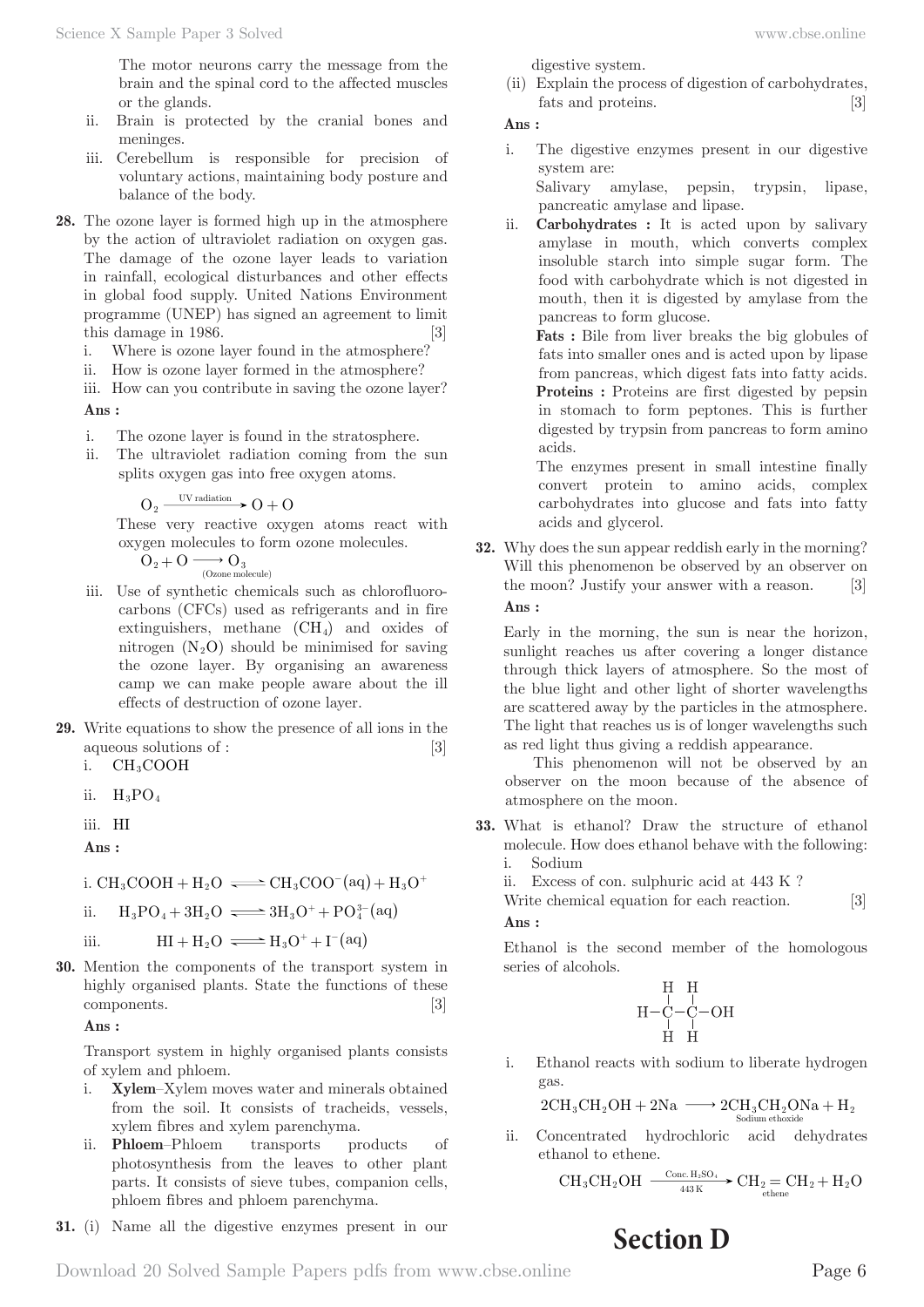The motor neurons carry the message from the brain and the spinal cord to the affected muscles or the glands.

ii. Brain is protected by the cranial bones and meninges.

iii. Cerebellum is responsible for precision of voluntary actions, maintaining body posture and balance of the body.

**28.** The ozone layer is formed high up in the atmosphere by the action of ultraviolet radiation on oxygen gas. The damage of the ozone layer leads to variation in rainfall, ecological disturbances and other effects in global food supply. United Nations Environment programme (UNEP) has signed an agreement to limit this damage in 1986. [3]

i. Where is ozone layer found in the atmosphere?
ii. How is ozone layer formed in the atmosphere?
iii. How can you contribute in saving the ozone layer?

**Ans :**

i. The ozone layer is found in the stratosphere.

ii. The ultraviolet radiation coming from the sun splits oxygen gas into free oxygen atoms.

$$O_2 \xrightarrow{\text{UV radiation}} O + O$$

These very reactive oxygen atoms react with oxygen molecules to form ozone molecules.

$$O_2 + O \longrightarrow \underset{\text{(Ozone molecule)}}{O_3}$$

iii. Use of synthetic chemicals such as chlorofluorocarbons (CFCs) used as refrigerants and in fire extinguishers, methane ($CH_4$) and oxides of nitrogen ($N_2O$) should be minimised for saving the ozone layer. By organising an awareness camp we can make people aware about the ill effects of destruction of ozone layer.

**29.** Write equations to show the presence of all ions in the aqueous solutions of : [3]

i. $CH_3COOH$
ii. $H_3PO_4$
iii. HI

**Ans :**

i. $CH_3COOH + H_2O \rightleftharpoons CH_3COO^-(aq) + H_3O^+$

ii. $H_3PO_4 + 3H_2O \rightleftharpoons 3H_3O^+ + PO_4^{3-}(aq)$

iii. $HI + H_2O \rightleftharpoons H_3O^+ + I^-(aq)$

**30.** Mention the components of the transport system in highly organised plants. State the functions of these components. [3]

**Ans :**

Transport system in highly organised plants consists of xylem and phloem.

i. **Xylem**–Xylem moves water and minerals obtained from the soil. It consists of tracheids, vessels, xylem fibres and xylem parenchyma.

ii. **Phloem**–Phloem transports products of photosynthesis from the leaves to other plant parts. It consists of sieve tubes, companion cells, phloem fibres and phloem parenchyma.

**31.** (i) Name all the digestive enzymes present in our digestive system.
(ii) Explain the process of digestion of carbohydrates, fats and proteins. [3]

**Ans :**

i. The digestive enzymes present in our digestive system are:
Salivary amylase, pepsin, trypsin, lipase, pancreatic amylase and lipase.

ii. **Carbohydrates :** It is acted upon by salivary amylase in mouth, which converts complex insoluble starch into simple sugar form. The food with carbohydrate which is not digested in mouth, then it is digested by amylase from the pancreas to form glucose.

**Fats :** Bile from liver breaks the big globules of fats into smaller ones and is acted upon by lipase from pancreas, which digest fats into fatty acids.

**Proteins :** Proteins are first digested by pepsin in stomach to form peptones. This is further digested by trypsin from pancreas to form amino acids.

The enzymes present in small intestine finally convert protein to amino acids, complex carbohydrates into glucose and fats into fatty acids and glycerol.

**32.** Why does the sun appear reddish early in the morning? Will this phenomenon be observed by an observer on the moon? Justify your answer with a reason. [3]

**Ans :**

Early in the morning, the sun is near the horizon, sunlight reaches us after covering a longer distance through thick layers of atmosphere. So the most of the blue light and other light of shorter wavelengths are scattered away by the particles in the atmosphere. The light that reaches us is of longer wavelengths such as red light thus giving a reddish appearance.

This phenomenon will not be observed by an observer on the moon because of the absence of atmosphere on the moon.

**33.** What is ethanol? Draw the structure of ethanol molecule. How does ethanol behave with the following:

i. Sodium
ii. Excess of con. sulphuric acid at 443 K ?

Write chemical equation for each reaction. [3]

**Ans :**

Ethanol is the second member of the homologous series of alcohols.

```
    H   H
    |   |
H — C — C — OH
    |   |
    H   H
```

i. Ethanol reacts with sodium to liberate hydrogen gas.

$$2CH_3CH_2OH + 2Na \longrightarrow \underset{\text{Sodium ethoxide}}{2CH_3CH_2ONa} + H_2$$

ii. Concentrated hydrochloric acid dehydrates ethanol to ethene.

$$CH_3CH_2OH \xrightarrow[\text{443 K}]{\text{Conc. } H_2SO_4} \underset{\text{ethene}}{CH_2 = CH_2} + H_2O$$

# Section D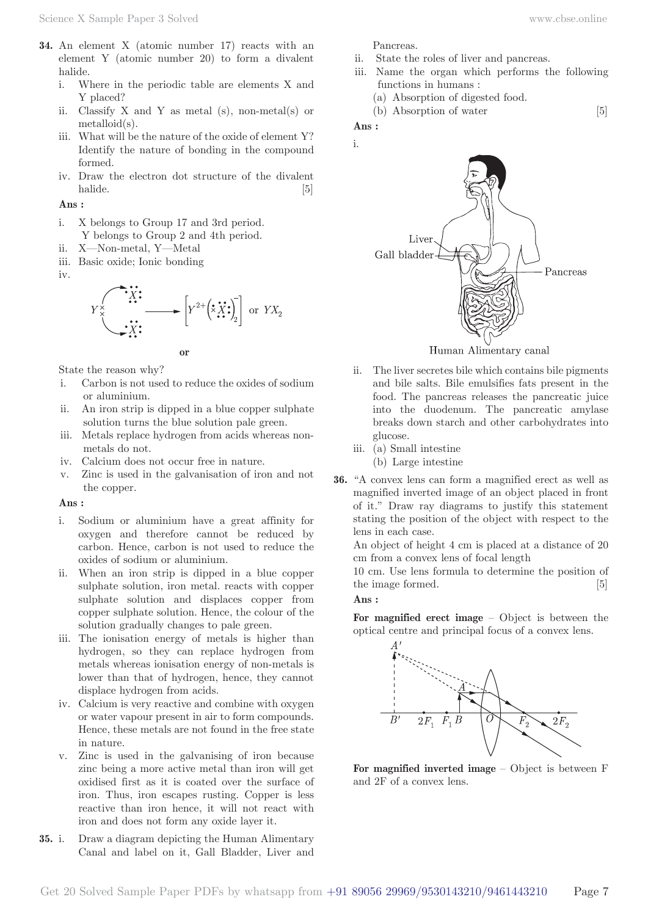**34.** An element X (atomic number 17) reacts with an element Y (atomic number 20) to form a divalent halide.

i. Where in the periodic table are elements X and Y placed?
ii. Classify X and Y as metal (s), non-metal(s) or metalloid(s).
iii. What will be the nature of the oxide of element Y? Identify the nature of bonding in the compound formed.
iv. Draw the electron dot structure of the divalent halide. [5]

**Ans :**

i. X belongs to Group 17 and 3rd period.
Y belongs to Group 2 and 4th period.
ii. X—Non-metal, Y—Metal
iii. Basic oxide; Ionic bonding
iv.

$$Y \longrightarrow \left[Y^{2+}\left(X\right)^{-}_{2}\right] \text{ or } YX_2$$

**or**

State the reason why?

i. Carbon is not used to reduce the oxides of sodium or aluminium.
ii. An iron strip is dipped in a blue copper sulphate solution turns the blue solution pale green.
iii. Metals replace hydrogen from acids whereas non-metals do not.
iv. Calcium does not occur free in nature.
v. Zinc is used in the galvanisation of iron and not the copper.

**Ans :**

i. Sodium or aluminium have a great affinity for oxygen and therefore cannot be reduced by carbon. Hence, carbon is not used to reduce the oxides of sodium or aluminium.
ii. When an iron strip is dipped in a blue copper sulphate solution, iron metal. reacts with copper sulphate solution and displaces copper from copper sulphate solution. Hence, the colour of the solution gradually changes to pale green.
iii. The ionisation energy of metals is higher than hydrogen, so they can replace hydrogen from metals whereas ionisation energy of non-metals is lower than that of hydrogen, hence, they cannot displace hydrogen from acids.
iv. Calcium is very reactive and combine with oxygen or water vapour present in air to form compounds. Hence, these metals are not found in the free state in nature.
v. Zinc is used in the galvanising of iron because zinc being a more active metal than iron will get oxidised first as it is coated over the surface of iron. Thus, iron escapes rusting. Copper is less reactive than iron hence, it will not react with iron and does not form any oxide layer in it.

**35.** i. Draw a diagram depicting the Human Alimentary Canal and label on it, Gall Bladder, Liver and Pancreas.
ii. State the roles of liver and pancreas.
iii. Name the organ which performs the following functions in humans :
(a) Absorption of digested food.
(b) Absorption of water [5]

**Ans :**

i.

Liver, Gall bladder, Pancreas

Human Alimentary canal

ii. The liver secretes bile which contains bile pigments and bile salts. Bile emulsifies fats present in the food. The pancreas releases the pancreatic juice into the duodenum. The pancreatic amylase breaks down starch and other carbohydrates into glucose.
iii. (a) Small intestine
(b) Large intestine

**36.** "A convex lens can form a magnified erect as well as magnified inverted image of an object placed in front of it." Draw ray diagrams to justify this statement stating the position of the object with respect to the lens in each case.
An object of height 4 cm is placed at a distance of 20 cm from a convex lens of focal length
10 cm. Use lens formula to determine the position of the image formed. [5]

**Ans :**

**For magnified erect image** – Object is between the optical centre and principal focus of a convex lens.

$A'$, $A$, $B'$, $2F_1$, $F_1$, $B$, $O$, $F_2$, $2F_2$

**For magnified inverted image** – Object is between F and 2F of a convex lens.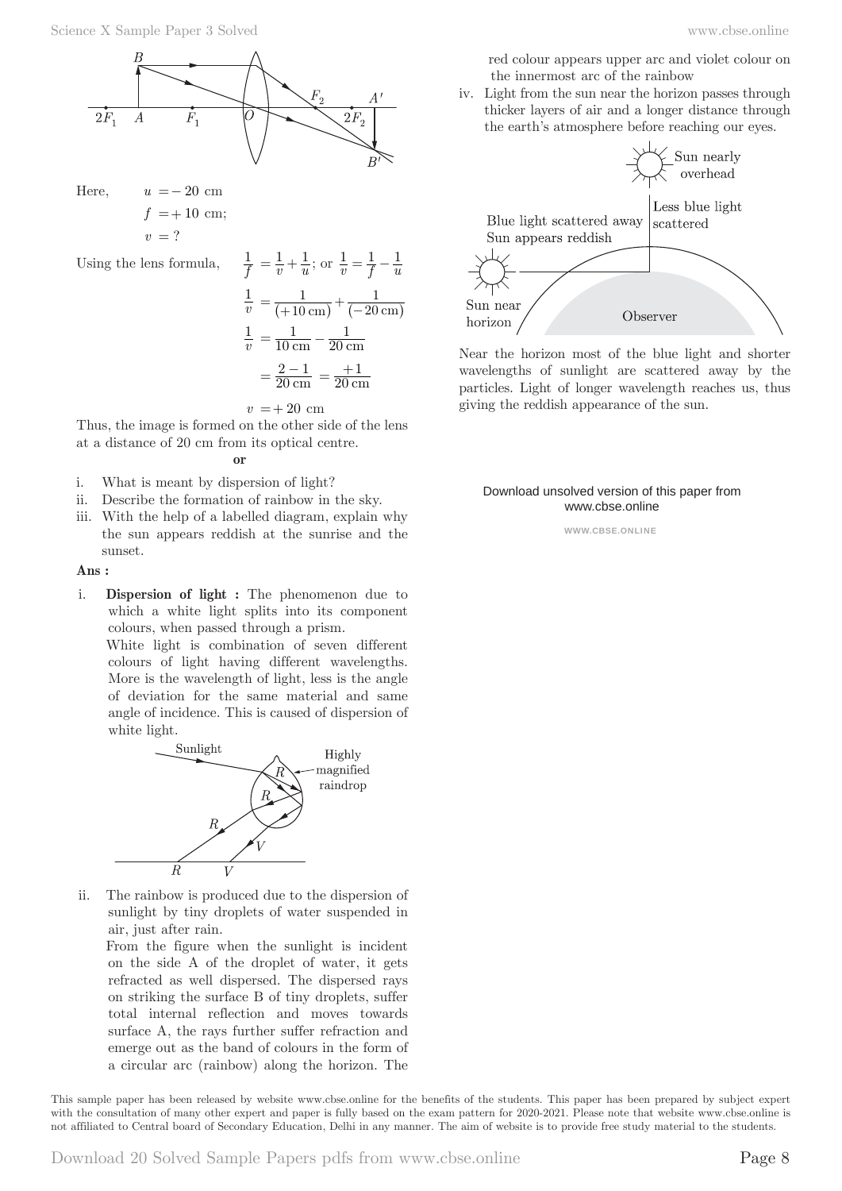Here, $u = -20$ cm

$f = +10$ cm;

$v = ?$

Using the lens formula,
$$\frac{1}{f} = \frac{1}{v} + \frac{1}{u}; \text{ or } \frac{1}{v} = \frac{1}{f} - \frac{1}{u}$$

$$\frac{1}{v} = \frac{1}{(+10\,\text{cm})} + \frac{1}{(-20\,\text{cm})}$$

$$\frac{1}{v} = \frac{1}{10\,\text{cm}} - \frac{1}{20\,\text{cm}}$$

$$= \frac{2-1}{20\,\text{cm}} = \frac{+1}{20\,\text{cm}}$$

$$v = +20 \text{ cm}$$

Thus, the image is formed on the other side of the lens at a distance of 20 cm from its optical centre.

**or**

i. What is meant by dispersion of light?

ii. Describe the formation of rainbow in the sky.

iii. With the help of a labelled diagram, explain why the sun appears reddish at the sunrise and the sunset.

**Ans :**

i. **Dispersion of light :** The phenomenon due to which a white light splits into its component colours, when passed through a prism.

White light is combination of seven different colours of light having different wavelengths. More is the wavelength of light, less is the angle of deviation for the same material and same angle of incidence. This is caused of dispersion of white light.

Sunlight
Highly magnified raindrop
R
R
R
V
R V

ii. The rainbow is produced due to the dispersion of sunlight by tiny droplets of water suspended in air, just after rain.

From the figure when the sunlight is incident on the side A of the droplet of water, it gets refracted as well dispersed. The dispersed rays on striking the surface B of tiny droplets, suffer total internal reflection and moves towards surface A, the rays further suffer refraction and emerge out as the band of colours in the form of a circular arc (rainbow) along the horizon. The red colour appears upper arc and violet colour on the innermost arc of the rainbow

iv. Light from the sun near the horizon passes through thicker layers of air and a longer distance through the earth's atmosphere before reaching our eyes.

Sun nearly overhead
Less blue light scattered
Blue light scattered away
Sun appears reddish
Sun near horizon
Observer

Near the horizon most of the blue light and shorter wavelengths of sunlight are scattered away by the particles. Light of longer wavelength reaches us, thus giving the reddish appearance of the sun.

Download unsolved version of this paper from www.cbse.online

This sample paper has been released by website www.cbse.online for the benefits of the students. This paper has been prepared by subject expert with the consultation of many other expert and paper is fully based on the exam pattern for 2020-2021. Please note that website www.cbse.online is not affiliated to Central board of Secondary Education, Delhi in any manner. The aim of website is to provide free study material to the students.